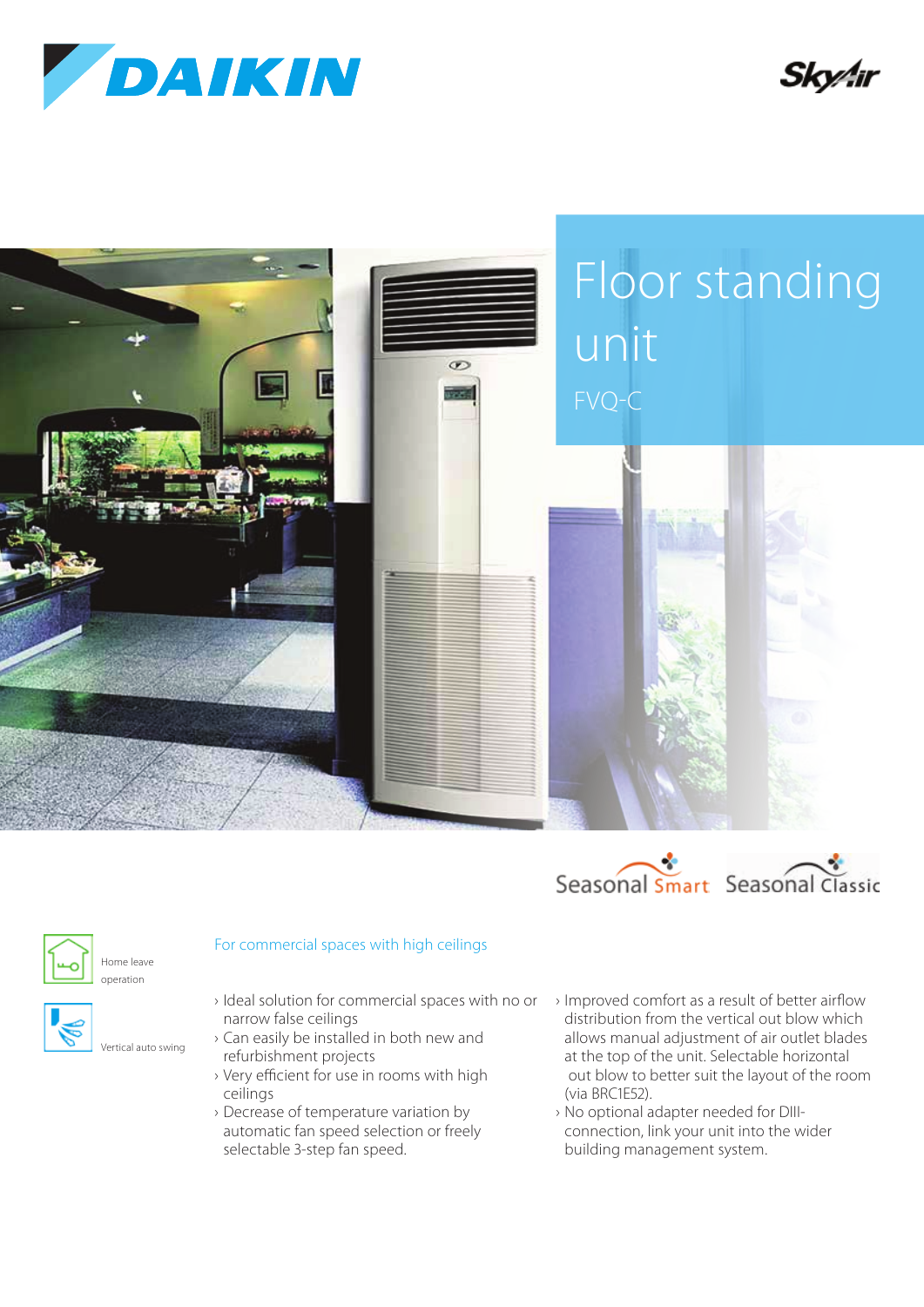# Floor standing unit

## FVQ-C

Seasonal Smart Seasonal Classic

Home leave operation

Vertical auto swing

### For commercial spaces with high ceilings

- Ideal solution for commercial spaces with no or narrow false ceilings
- Can easily be installed in both new and refurbishment projects
- Very efficient for use in rooms with high ceilings
- Decrease of temperature variation by automatic fan speed selection or freely selectable 3-step fan speed.
- Improved comfort as a result of better airflow distribution from the vertical out blow which allows manual adjustment of air outlet blades at the top of the unit. Selectable horizontal out blow to better suit the layout of the room (via BRC1E52).
- No optional adapter needed for DIII-connection, link your unit into the wider building management system.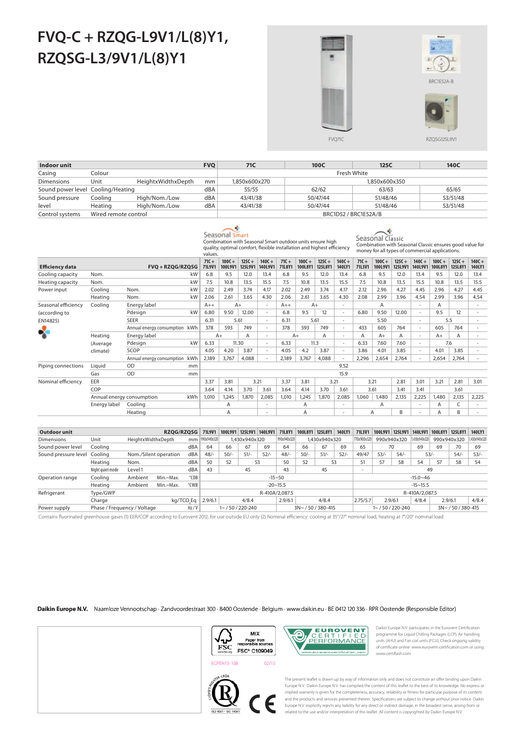# FVQ-C + RZQG-L9V1/L(8)Y1, RZQSG-L3/9V1/L(8)Y1

BRC1E52A-B

FVQ71C

RZQSG125L9V1

| Indoor unit | | | FVQ | 71C | 100C | 125C | 140C |
|---|---|---|---|---|---|---|---|
| Casing | Colour | | | Fresh White | | | |
| Dimensions | Unit | HeightxWidthxDepth | mm | 1,850x600x270 | 1,850x600x350 | | |
| Sound power level | Cooling/Heating | | dBA | 55/55 | 62/62 | 63/63 | 65/65 |
| Sound pressure level | Cooling | High/Nom./Low | dBA | 43/41/38 | 50/47/44 | 51/48/46 | 53/51/48 |
| | Heating | High/Nom./Low | dBA | 43/41/38 | 50/47/44 | 51/48/46 | 53/51/48 |
| Control systems | Wired remote control | | | BRC1D52 / BRC1E52A/B | | | |

**Seasonal Smart** – Combination with Seasonal Smart outdoor units ensure high quality, optimal comfort, flexible installation and highest efficiency values.

**Seasonal Classic** – Combination with Seasonal Classic ensures good value for money for all types of commercial applications.

| Efficiency data | | FVQ + RZQG/RZQSG | | 71C + 71L9V1 | 100C + 100L9V1 | 125C + 125L9V1 | 140C + 140L9V1 | 71C + 71L8Y1 | 100C + 100L8Y1 | 125C + 125L8Y1 | 140C + 140LY1 | 71C + 71L3V1 | 100C + 100L9V1 | 125C + 125L9V1 | 140C + 140L9V1 | 100C + 100L8Y1 | 125C + 125L8Y1 | 140C + 140LY1 |
|---|---|---|---|---|---|---|---|---|---|---|---|---|---|---|---|---|---|---|
| Cooling capacity | Nom. | | kW | 6.8 | 9.5 | 12.0 | 13.4 | 6.8 | 9.5 | 12.0 | 13.4 | 6.8 | 9.5 | 12.0 | 13.4 | 9.5 | 12.0 | 13.4 |
| Heating capacity | Nom. | | kW | 7.5 | 10.8 | 13.5 | 15.5 | 7.5 | 10.8 | 13.5 | 15.5 | 7.5 | 10.8 | 13.5 | 15.5 | 10.8 | 13.5 | 15.5 |
| Power input | Cooling | Nom. | kW | 2.02 | 2.49 | 3.74 | 4.17 | 2.02 | 2.49 | 3.74 | 4.17 | 2.12 | 2.96 | 4.27 | 4.45 | 2.96 | 4.27 | 4.45 |
| | Heating | Nom. | kW | 2.06 | 2.61 | 3.65 | 4.30 | 2.06 | 2.61 | 3.65 | 4.30 | 2.08 | 2.99 | 3.96 | 4.54 | 2.99 | 3.96 | 4.54 |
| Seasonal efficiency (according to EN14825) | Cooling | Energy label | | A++ | A+ | | - | A++ | A+ | | - | A | | | - | A | | - |
| | | Pdesign | kW | 6.80 | 9.50 | 12.00 | - | 6.8 | 9.5 | 12 | - | 6.80 | 9.50 | 12.00 | - | 9.5 | 12 | - |
| | | SEER | | 6.31 | 5.61 | | - | 6.31 | 5.61 | | - | 5.50 | | | - | 5.5 | | - |
| | | Annual energy consumption | kWh | 378 | 593 | 749 | - | 378 | 593 | 749 | - | 433 | 605 | 764 | - | 605 | 764 | - |
| | Heating (Average climate) | Energy label | | A+ | | A | - | A+ | | A | - | A | A+ | A | - | A+ | A | - |
| | | Pdesign | kW | 6.33 | 11.30 | | - | 6.33 | 11.3 | | - | 6.33 | 7.60 | 7.60 | - | 7.6 | | - |
| | | SCOP | | 4.05 | 4.20 | 3.87 | - | 4.05 | 4.2 | 3.87 | - | 3.86 | 4.01 | 3.85 | - | 4.01 | 3.85 | - |
| | | Annual energy consumption | kWh | 2,189 | 3,767 | 4,088 | - | 2,189 | 3,767 | 4,088 | - | 2,296 | 2,654 | 2,764 | - | 2,654 | 2,764 | - |
| Piping connections | Liquid | OD | mm | 9.52 | | | | | | | | | | | | | | |
| | Gas | OD | mm | 15.9 | | | | | | | | | | | | | | |
| Nominal efficiency | EER | | | 3.37 | 3.81 | 3.21 | | 3.37 | 3.81 | 3.21 | | 3.21 | | 2.81 | 3.01 | 3.21 | 2.81 | 3.01 |
| | COP | | | 3.64 | 4.14 | 3.70 | 3.61 | 3.64 | 4.14 | 3.70 | 3.61 | 3.61 | | 3.41 | 3.41 | 3.61 | | |
| | Annual energy consumption | | kWh | 1,010 | 1,245 | 1,870 | 2,085 | 1,010 | 1,245 | 1,870 | 2,085 | 1,060 | 1,480 | 2,135 | 2,225 | 1,480 | 2,135 | 2,225 |
| | Energy label | Cooling | | A | | | - | A | | | - | A | | | - | A | C | - |
| | | Heating | | A | | | - | A | | | - | A | | B | - | A | B | - |

| Outdoor unit | | | RZQG/RZQSG | 71L9V1 | 100L9V1 | 125L9V1 | 140L9V1 | 71L8Y1 | 100L8Y1 | 125L8Y1 | 140LY1 | 71L3V1 | 100L9V1 | 125L9V1 | 140L9V1 | 100L8Y1 | 125L8Y1 | 140LY1 |
|---|---|---|---|---|---|---|---|---|---|---|---|---|---|---|---|---|---|---|
| Dimensions | Unit | HeightxWidthxDepth | mm | 990x940x320 | 1,430x940x320 | | | 990x940x320 | 1,430x940x320 | | | 770x900x320 | 990x940x320 | | 1,430x940x320 | 990x940x320 | | 1,430x940x320 |
| Sound power level | Cooling | | dBA | 64 | 66 | 67 | 69 | 64 | 66 | 67 | 69 | 65 | 70 | | 69 | 69 | 70 | 69 |
| Sound pressure level | Cooling | Nom./Silent operation | dBA | 48/- | 50/- | 51/- | 52/- | 48/- | 50/- | 51/- | 52/- | 49/47 | 53/- | 54/- | 53/- | | 54/- | 53/- |
| | Heating | Nom. | dBA | 50 | 52 | 53 | | 50 | 52 | 53 | | 51 | 57 | 58 | 54 | 57 | 58 | 54 |
| | Night quiet mode | Level 1 | dBA | 43 | 45 | | | 43 | 45 | | | - | 49 | | | | | |
| Operation range | Cooling | Ambient Min.~Max. | °CDB | -15~50 | | | | | | | | -15.0~46 | | | | | | |
| | Heating | Ambient Min.~Max. | °CWB | -20~15.5 | | | | | | | | -15~15.5 | | | | | | |
| Refrigerant | Type/GWP | | | R-410A/2,087.5 | | | | | | | | R-410A/2,087.5 | | | | | | |
| | Charge | | kg/$TCO_2Eq$ | 2.9/6.1 | 4/8.4 | | | 2.9/6.1 | 4/8.4 | | | 2.75/5.7 | 2.9/6.1 | | 4/8.4 | 2.9/6.1 | | 4/8.4 |
| Power supply | Phase / Frequency / Voltage | | Hz / V | 1~ / 50 / 220-240 | | | | 3N~ / 50 / 380-415 | | | | 1~ / 50 / 220-240 | | | | 3N~ / 50 / 380-415 | | |

Contains fluorinated greenhouse gases (1) EER/COP according to Eurovent 2012, for use outside EU only (2) Nominal efficiency: cooling at 35°/27° nominal load, heating at 7°/20° nominal load

**Daikin Europe N.V.** Naamloze Vennootschap · Zandvoordestraat 300 · 8400 Oostende · Belgium · www.daikin.eu · BE 0412 120 336 · RPR Oostende (Responsible Editor)

MIX Paper from responsible sources FSC® C109049

ECPEN15-108 02/15

Daikin Europe N.V. participates in the Eurovent Certification programme for Liquid Chilling Packages (LCP), Air handling units (AHU) and Fan coil units (FCU). Check ongoing validity of certificate online: www.eurovent-certification.com or using: www.certiflash.com

The present leaflet is drawn up by way of information only and does not constitute an offer binding upon Daikin Europe N.V.. Daikin Europe N.V. has compiled the content of this leaflet to the best of its knowledge. No express or implied warranty is given for the completeness, accuracy, reliability or fitness for particular purpose of its content and the products and services presented therein. Specifications are subject to change without prior notice. Daikin Europe N.V. explicitly rejects any liability for any direct or indirect damage, in the broadest sense, arising from or related to the use and/or interpretation of this leaflet. All content is copyrighted by Daikin Europe N.V.